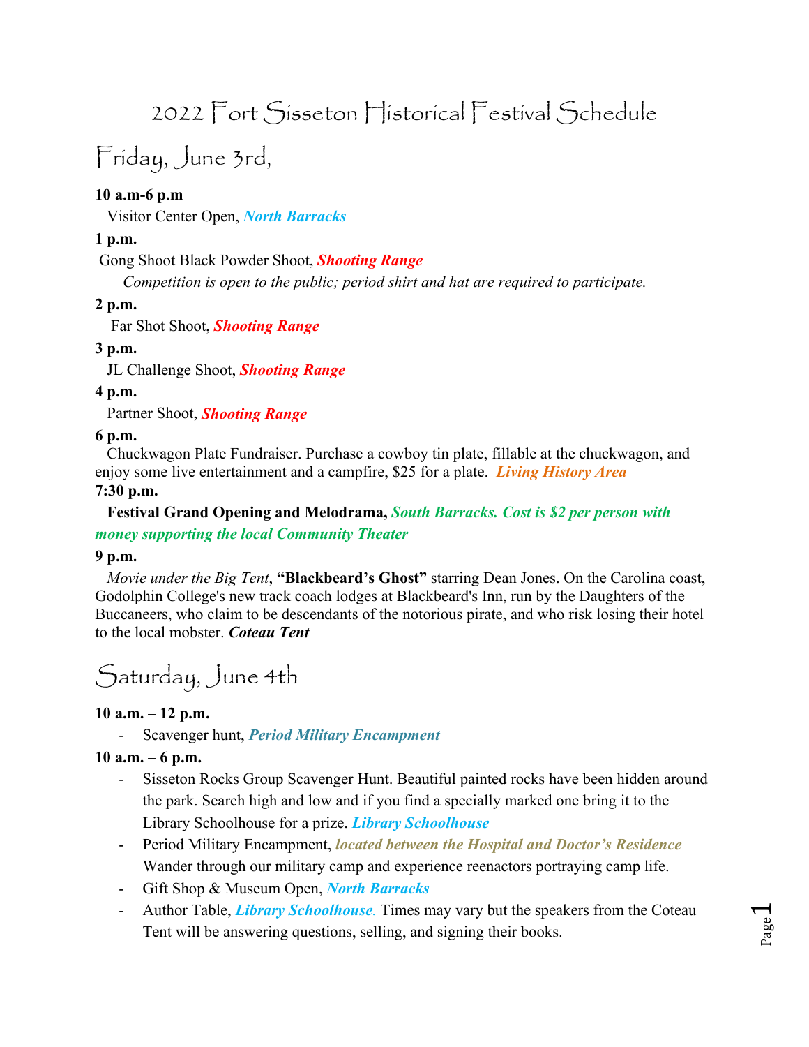# 2022 Fort Sisseton Historical Festival Schedule

## Friday, June 3rd,

**10 a.m-6 p.m**

Visitor Center Open, ***North Barracks***

**1 p.m.**

Gong Shoot Black Powder Shoot, ***Shooting Range***

*Competition is open to the public; period shirt and hat are required to participate.*

**2 p.m.**

Far Shot Shoot, ***Shooting Range***

**3 p.m.**

JL Challenge Shoot, ***Shooting Range***

**4 p.m.**

Partner Shoot, ***Shooting Range***

**6 p.m.**

Chuckwagon Plate Fundraiser. Purchase a cowboy tin plate, fillable at the chuckwagon, and enjoy some live entertainment and a campfire, $25 for a plate. ***Living History Area***

**7:30 p.m.**

**Festival Grand Opening and Melodrama,** ***South Barracks. Cost is $2 per person with money supporting the local Community Theater***

**9 p.m.**

*Movie under the Big Tent*, **"Blackbeard's Ghost"** starring Dean Jones. On the Carolina coast, Godolphin College's new track coach lodges at Blackbeard's Inn, run by the Daughters of the Buccaneers, who claim to be descendants of the notorious pirate, and who risk losing their hotel to the local mobster. ***Coteau Tent***

## Saturday, June 4th

**10 a.m. – 12 p.m.**

- Scavenger hunt, ***Period Military Encampment***

**10 a.m. – 6 p.m.**

- Sisseton Rocks Group Scavenger Hunt. Beautiful painted rocks have been hidden around the park. Search high and low and if you find a specially marked one bring it to the Library Schoolhouse for a prize. ***Library Schoolhouse***
- Period Military Encampment, ***located between the Hospital and Doctor's Residence*** Wander through our military camp and experience reenactors portraying camp life.
- Gift Shop & Museum Open, ***North Barracks***
- Author Table, ***Library Schoolhouse.*** Times may vary but the speakers from the Coteau Tent will be answering questions, selling, and signing their books.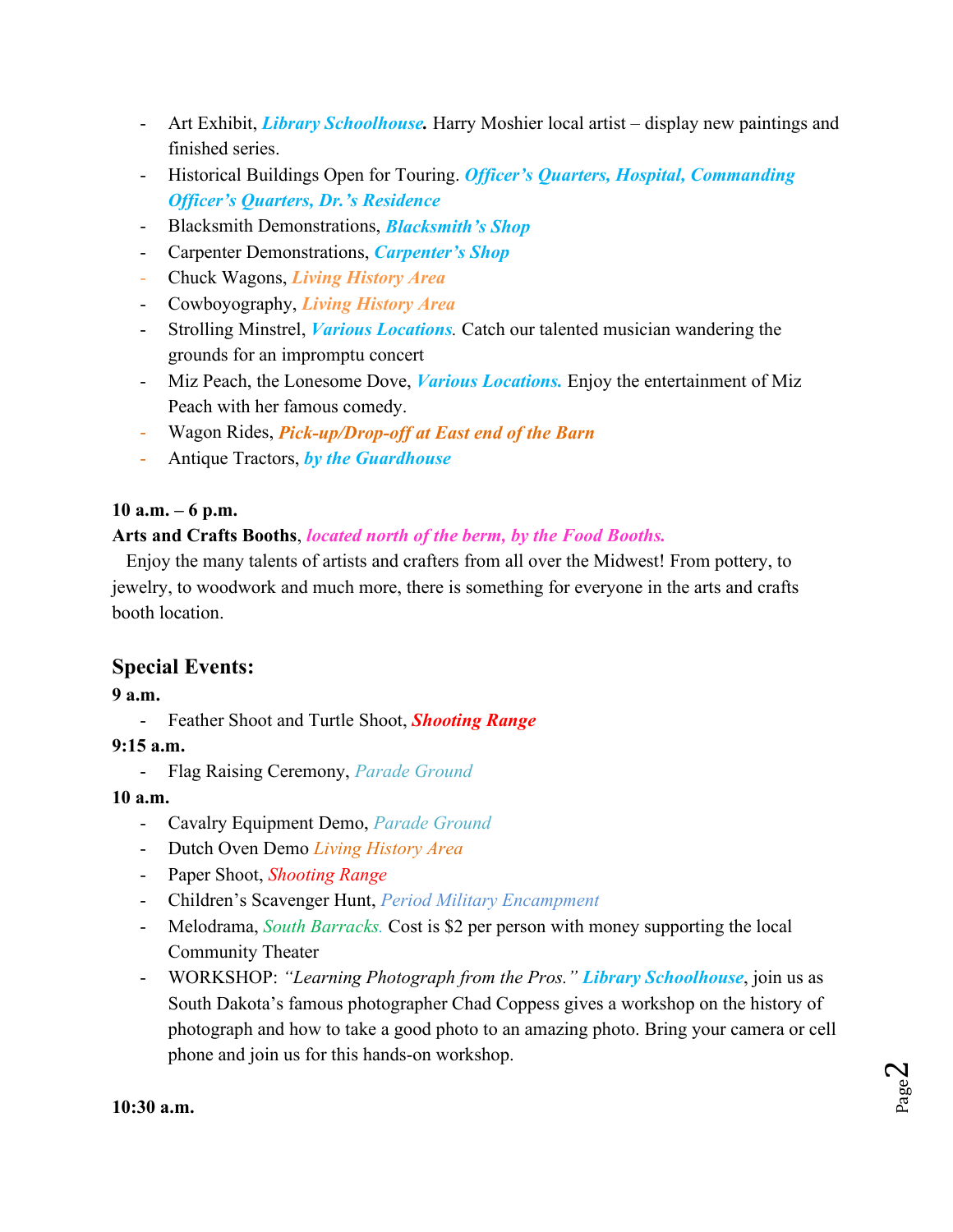- Art Exhibit, ***Library Schoolhouse.*** Harry Moshier local artist – display new paintings and finished series.
- Historical Buildings Open for Touring. ***Officer's Quarters, Hospital, Commanding Officer's Quarters, Dr.'s Residence***
- Blacksmith Demonstrations, ***Blacksmith's Shop***
- Carpenter Demonstrations, ***Carpenter's Shop***
- Chuck Wagons, ***Living History Area***
- Cowboyography, ***Living History Area***
- Strolling Minstrel, ***Various Locations.*** Catch our talented musician wandering the grounds for an impromptu concert
- Miz Peach, the Lonesome Dove, ***Various Locations.*** Enjoy the entertainment of Miz Peach with her famous comedy.
- Wagon Rides, ***Pick-up/Drop-off at East end of the Barn***
- Antique Tractors, ***by the Guardhouse***

**10 a.m. – 6 p.m.**

**Arts and Crafts Booths**, ***located north of the berm, by the Food Booths.***

Enjoy the many talents of artists and crafters from all over the Midwest! From pottery, to jewelry, to woodwork and much more, there is something for everyone in the arts and crafts booth location.

## Special Events:

**9 a.m.**

- Feather Shoot and Turtle Shoot, ***Shooting Range***

**9:15 a.m.**

- Flag Raising Ceremony, *Parade Ground*

**10 a.m.**

- Cavalry Equipment Demo, *Parade Ground*
- Dutch Oven Demo *Living History Area*
- Paper Shoot, *Shooting Range*
- Children's Scavenger Hunt, *Period Military Encampment*
- Melodrama, *South Barracks.* Cost is $2 per person with money supporting the local Community Theater
- WORKSHOP: *"Learning Photograph from the Pros."* ***Library Schoolhouse***, join us as South Dakota's famous photographer Chad Coppess gives a workshop on the history of photograph and how to take a good photo to an amazing photo. Bring your camera or cell phone and join us for this hands-on workshop.

**10:30 a.m.**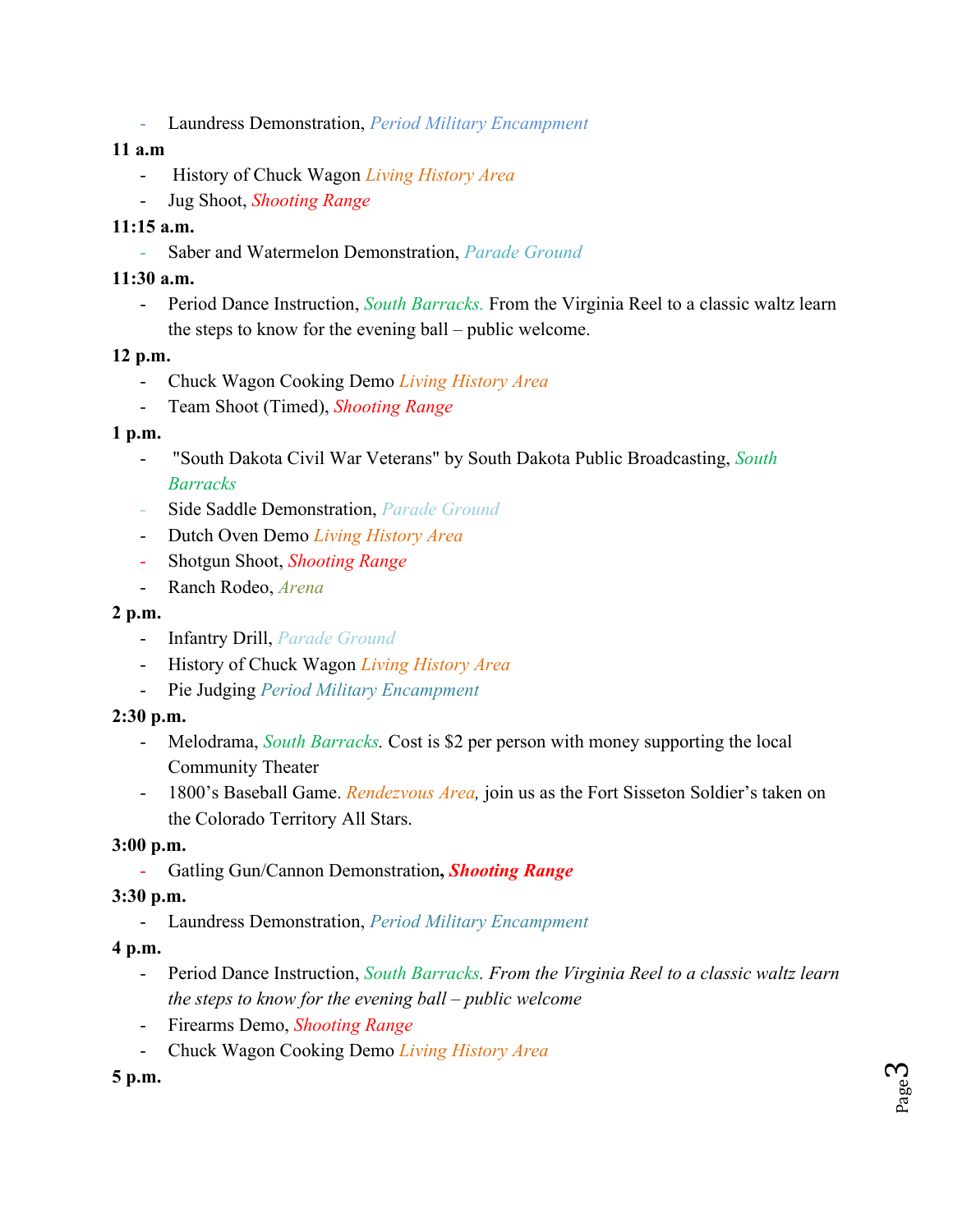- Laundress Demonstration, *Period Military Encampment*

**11 a.m**

- History of Chuck Wagon *Living History Area*
- Jug Shoot, *Shooting Range*

**11:15 a.m.**

- Saber and Watermelon Demonstration, *Parade Ground*

**11:30 a.m.**

- Period Dance Instruction, *South Barracks.* From the Virginia Reel to a classic waltz learn the steps to know for the evening ball – public welcome.

**12 p.m.**

- Chuck Wagon Cooking Demo *Living History Area*
- Team Shoot (Timed), *Shooting Range*

**1 p.m.**

- "South Dakota Civil War Veterans" by South Dakota Public Broadcasting, *South Barracks*
- Side Saddle Demonstration, *Parade Ground*
- Dutch Oven Demo *Living History Area*
- Shotgun Shoot, *Shooting Range*
- Ranch Rodeo, *Arena*

**2 p.m.**

- Infantry Drill, *Parade Ground*
- History of Chuck Wagon *Living History Area*
- Pie Judging *Period Military Encampment*

**2:30 p.m.**

- Melodrama, *South Barracks.* Cost is $2 per person with money supporting the local Community Theater
- 1800's Baseball Game. *Rendezvous Area,* join us as the Fort Sisseton Soldier's taken on the Colorado Territory All Stars.

**3:00 p.m.**

- Gatling Gun/Cannon Demonstration**, *Shooting Range***

**3:30 p.m.**

- Laundress Demonstration, *Period Military Encampment*

**4 p.m.**

- Period Dance Instruction, *South Barracks. From the Virginia Reel to a classic waltz learn the steps to know for the evening ball – public welcome*
- Firearms Demo, *Shooting Range*
- Chuck Wagon Cooking Demo *Living History Area*

**5 p.m.**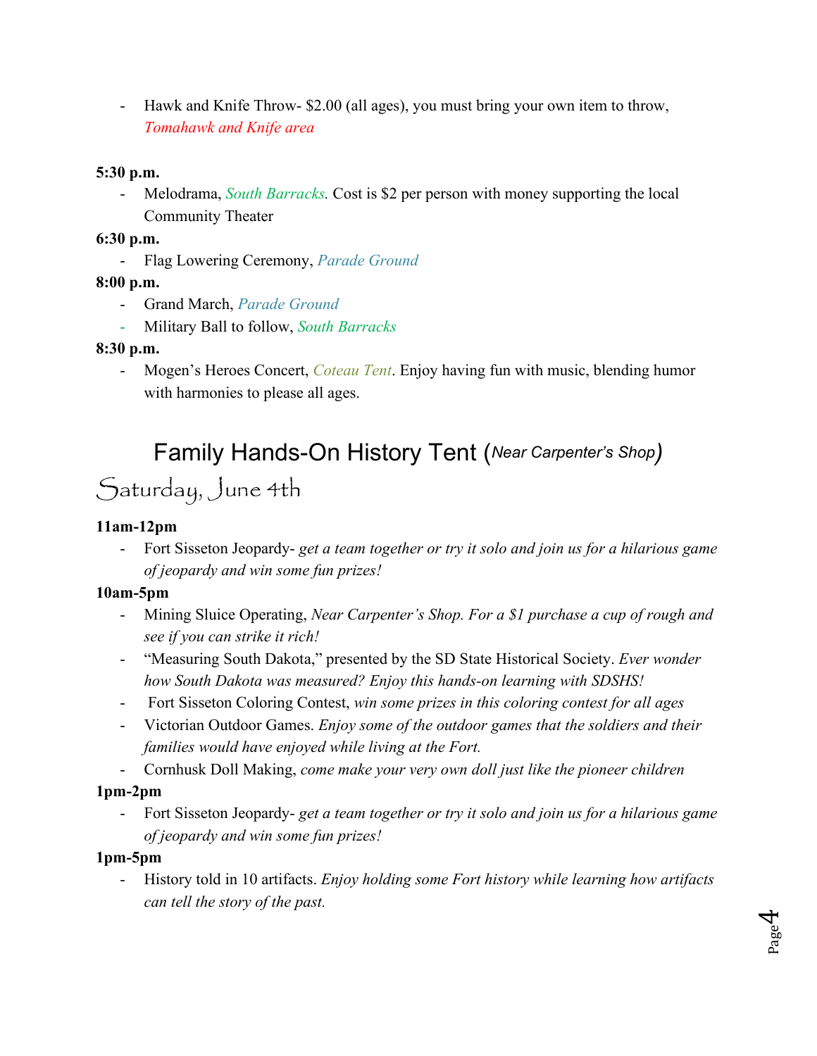- Hawk and Knife Throw- $2.00 (all ages), you must bring your own item to throw, *Tomahawk and Knife area*

**5:30 p.m.**

- Melodrama, *South Barracks.* Cost is $2 per person with money supporting the local Community Theater

**6:30 p.m.**

- Flag Lowering Ceremony, *Parade Ground*

**8:00 p.m.**

- Grand March, *Parade Ground*
- Military Ball to follow, *South Barracks*

**8:30 p.m.**

- Mogen's Heroes Concert, *Coteau Tent*. Enjoy having fun with music, blending humor with harmonies to please all ages.

## Family Hands-On History Tent (*Near Carpenter's Shop*)

## Saturday, June 4th

**11am-12pm**

- Fort Sisseton Jeopardy- *get a team together or try it solo and join us for a hilarious game of jeopardy and win some fun prizes!*

**10am-5pm**

- Mining Sluice Operating, *Near Carpenter's Shop. For a $1 purchase a cup of rough and see if you can strike it rich!*
- "Measuring South Dakota," presented by the SD State Historical Society. *Ever wonder how South Dakota was measured? Enjoy this hands-on learning with SDSHS!*
- Fort Sisseton Coloring Contest, *win some prizes in this coloring contest for all ages*
- Victorian Outdoor Games. *Enjoy some of the outdoor games that the soldiers and their families would have enjoyed while living at the Fort.*
- Cornhusk Doll Making, *come make your very own doll just like the pioneer children*

**1pm-2pm**

- Fort Sisseton Jeopardy- *get a team together or try it solo and join us for a hilarious game of jeopardy and win some fun prizes!*

**1pm-5pm**

- History told in 10 artifacts. *Enjoy holding some Fort history while learning how artifacts can tell the story of the past.*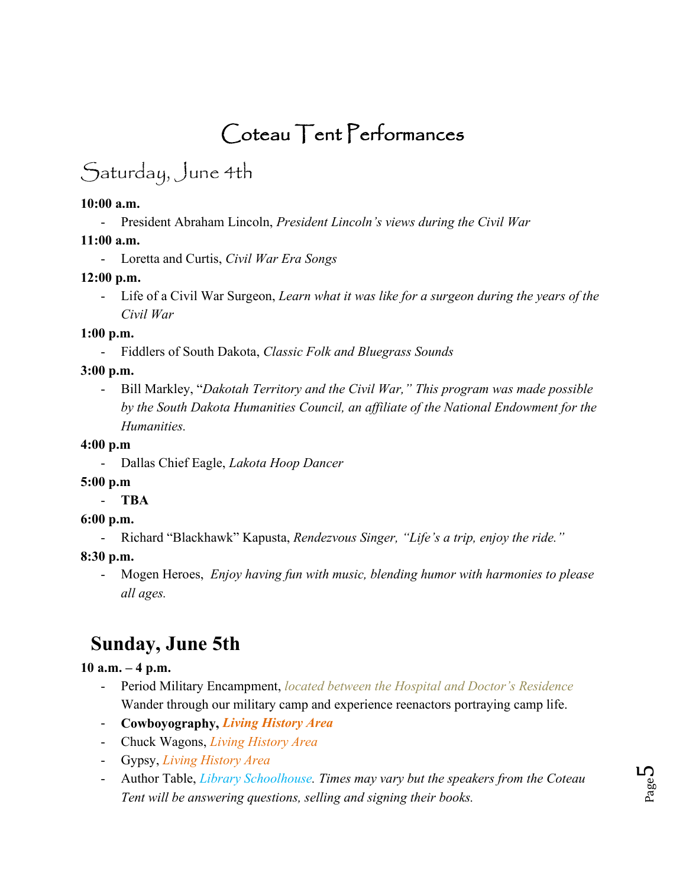# Coteau Tent Performances

## Saturday, June 4th

**10:00 a.m.**

- President Abraham Lincoln, *President Lincoln's views during the Civil War*

**11:00 a.m.**

- Loretta and Curtis, *Civil War Era Songs*

**12:00 p.m.**

- Life of a Civil War Surgeon, *Learn what it was like for a surgeon during the years of the Civil War*

**1:00 p.m.**

- Fiddlers of South Dakota, *Classic Folk and Bluegrass Sounds*

**3:00 p.m.**

- Bill Markley, "*Dakotah Territory and the Civil War," This program was made possible by the South Dakota Humanities Council, an affiliate of the National Endowment for the Humanities.*

**4:00 p.m**

- Dallas Chief Eagle, *Lakota Hoop Dancer*

**5:00 p.m**

- **TBA**

**6:00 p.m.**

- Richard "Blackhawk" Kapusta, *Rendezvous Singer, "Life's a trip, enjoy the ride."*

**8:30 p.m.**

- Mogen Heroes, *Enjoy having fun with music, blending humor with harmonies to please all ages.*

## Sunday, June 5th

**10 a.m. – 4 p.m.**

- Period Military Encampment, *located between the Hospital and Doctor's Residence* Wander through our military camp and experience reenactors portraying camp life.
- **Cowboyography, *Living History Area***
- Chuck Wagons, *Living History Area*
- Gypsy, *Living History Area*
- Author Table, *Library Schoolhouse. Times may vary but the speakers from the Coteau Tent will be answering questions, selling and signing their books.*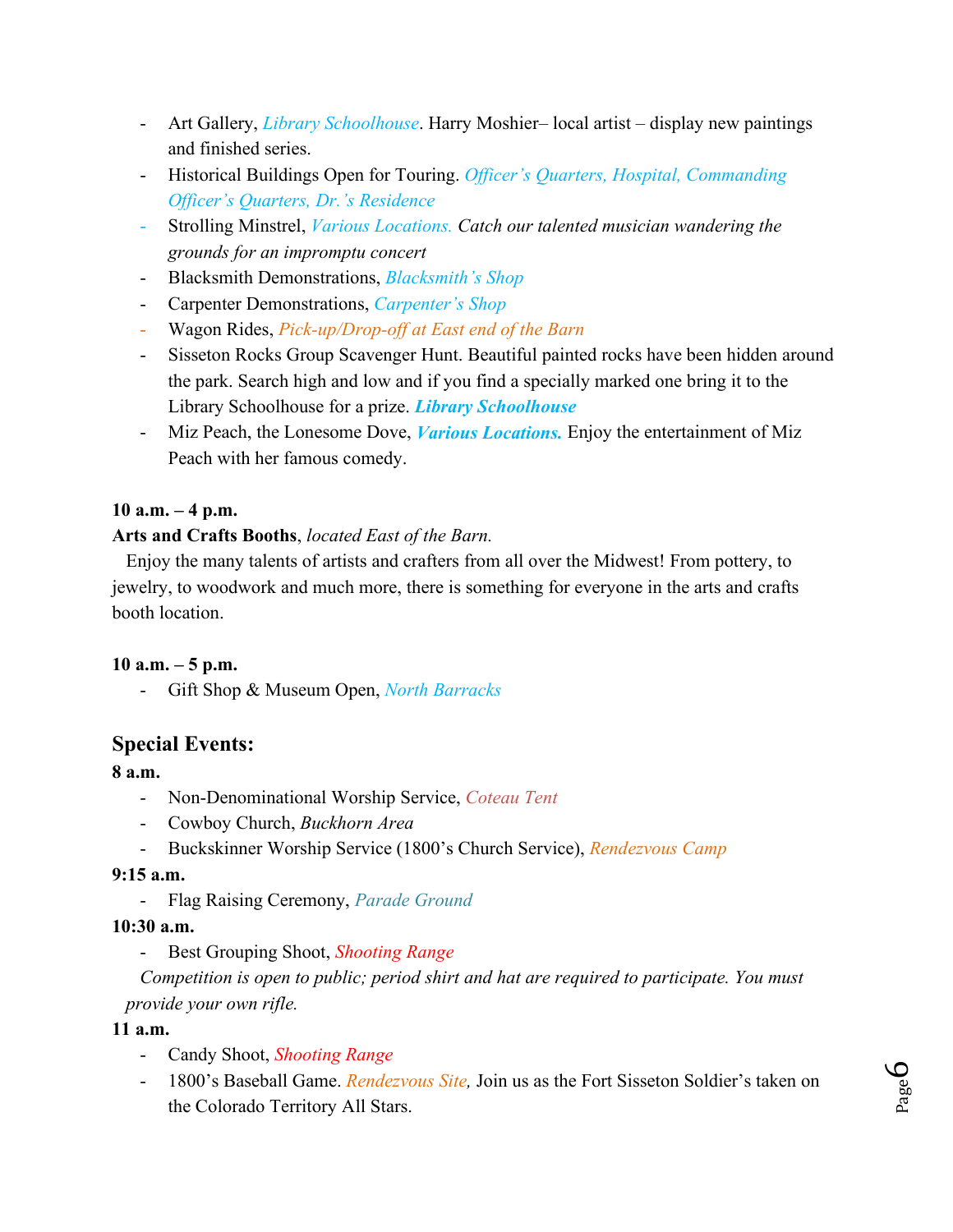- Art Gallery, *Library Schoolhouse*. Harry Moshier– local artist – display new paintings and finished series.
- Historical Buildings Open for Touring. *Officer's Quarters, Hospital, Commanding Officer's Quarters, Dr.'s Residence*
- Strolling Minstrel, *Various Locations. Catch our talented musician wandering the grounds for an impromptu concert*
- Blacksmith Demonstrations, *Blacksmith's Shop*
- Carpenter Demonstrations, *Carpenter's Shop*
- Wagon Rides, *Pick-up/Drop-off at East end of the Barn*
- Sisseton Rocks Group Scavenger Hunt. Beautiful painted rocks have been hidden around the park. Search high and low and if you find a specially marked one bring it to the Library Schoolhouse for a prize. ***Library Schoolhouse***
- Miz Peach, the Lonesome Dove, ***Various Locations.*** Enjoy the entertainment of Miz Peach with her famous comedy.

**10 a.m. – 4 p.m.**

**Arts and Crafts Booths**, *located East of the Barn.*

Enjoy the many talents of artists and crafters from all over the Midwest! From pottery, to jewelry, to woodwork and much more, there is something for everyone in the arts and crafts booth location.

**10 a.m. – 5 p.m.**

- Gift Shop & Museum Open, *North Barracks*

## Special Events:

**8 a.m.**

- Non-Denominational Worship Service, *Coteau Tent*
- Cowboy Church, *Buckhorn Area*
- Buckskinner Worship Service (1800's Church Service), *Rendezvous Camp*

**9:15 a.m.**

- Flag Raising Ceremony, *Parade Ground*

**10:30 a.m.**

- Best Grouping Shoot, *Shooting Range*

*Competition is open to public; period shirt and hat are required to participate. You must provide your own rifle.*

**11 a.m.**

- Candy Shoot, *Shooting Range*
- 1800's Baseball Game. *Rendezvous Site,* Join us as the Fort Sisseton Soldier's taken on the Colorado Territory All Stars.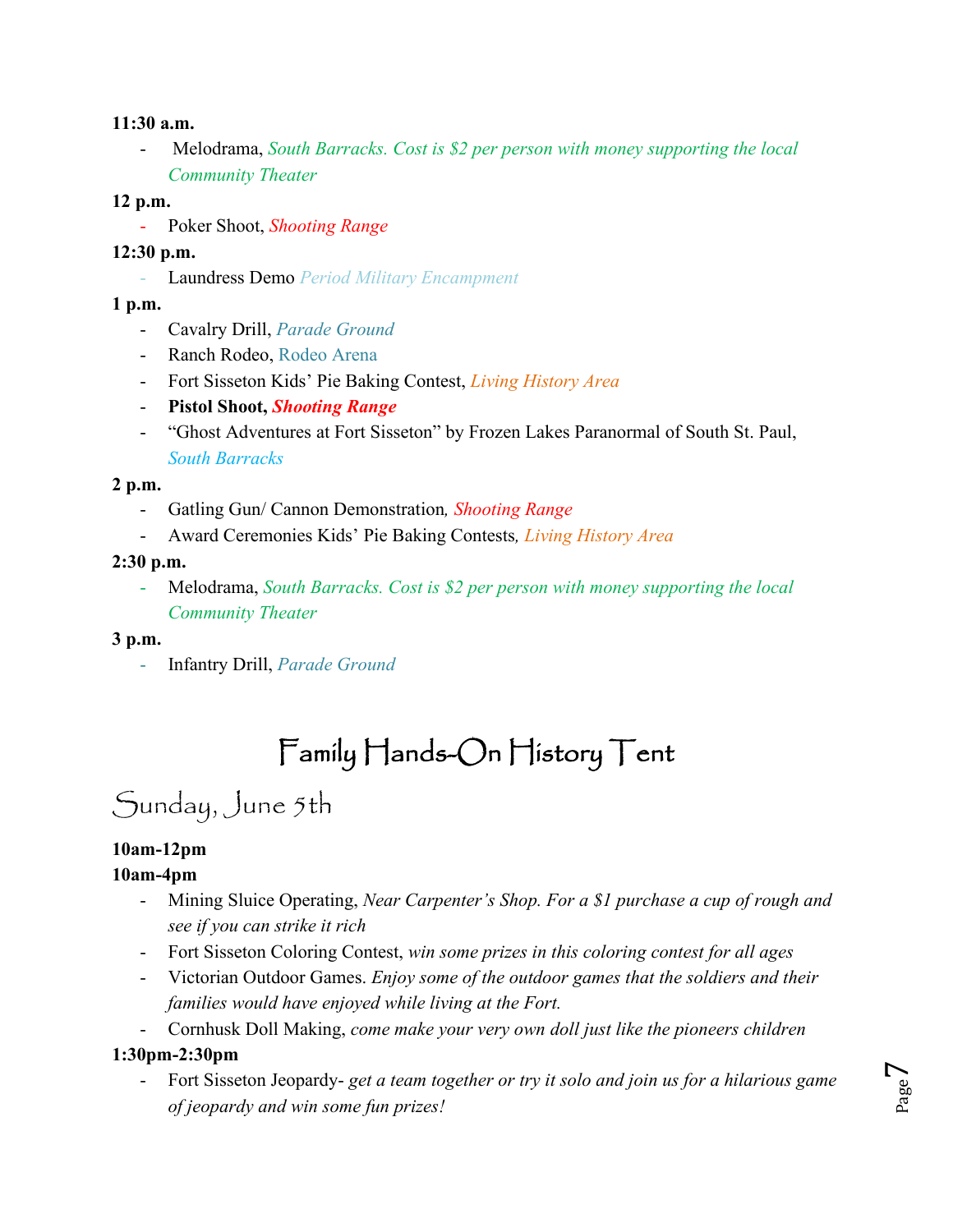**11:30 a.m.**

- Melodrama, *South Barracks. Cost is $2 per person with money supporting the local Community Theater*

**12 p.m.**

- Poker Shoot, *Shooting Range*

**12:30 p.m.**

- Laundress Demo *Period Military Encampment*

**1 p.m.**

- Cavalry Drill, *Parade Ground*
- Ranch Rodeo, Rodeo Arena
- Fort Sisseton Kids' Pie Baking Contest, *Living History Area*
- **Pistol Shoot, *Shooting Range***
- "Ghost Adventures at Fort Sisseton" by Frozen Lakes Paranormal of South St. Paul, *South Barracks*

**2 p.m.**

- Gatling Gun/ Cannon Demonstration*, Shooting Range*
- Award Ceremonies Kids' Pie Baking Contests*, Living History Area*

**2:30 p.m.**

- Melodrama, *South Barracks. Cost is $2 per person with money supporting the local Community Theater*

**3 p.m.**

- Infantry Drill, *Parade Ground*

# Family Hands-On History Tent

## Sunday, June 5th

**10am-12pm**

**10am-4pm**

- Mining Sluice Operating, *Near Carpenter's Shop. For a $1 purchase a cup of rough and see if you can strike it rich*
- Fort Sisseton Coloring Contest, *win some prizes in this coloring contest for all ages*
- Victorian Outdoor Games. *Enjoy some of the outdoor games that the soldiers and their families would have enjoyed while living at the Fort.*
- Cornhusk Doll Making, *come make your very own doll just like the pioneers children*

**1:30pm-2:30pm**

- Fort Sisseton Jeopardy- *get a team together or try it solo and join us for a hilarious game of jeopardy and win some fun prizes!*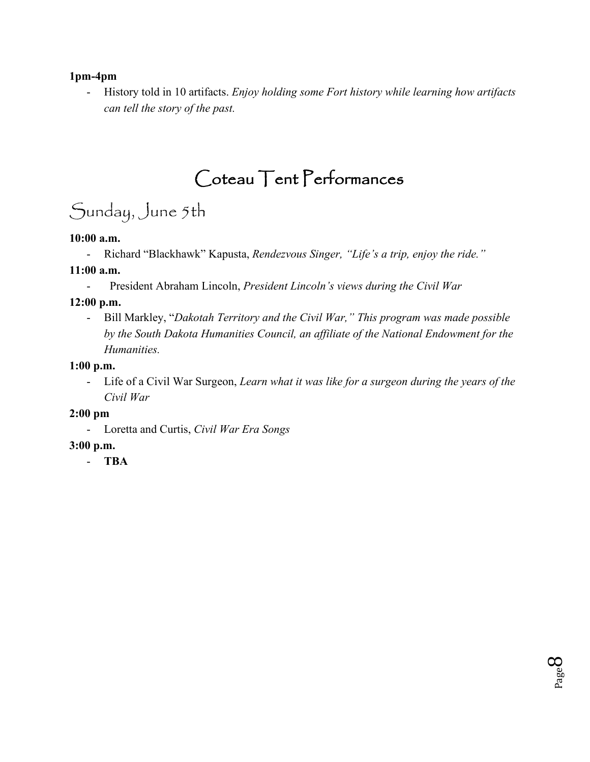**1pm-4pm**

- History told in 10 artifacts. *Enjoy holding some Fort history while learning how artifacts can tell the story of the past.*

# Coteau Tent Performances

## Sunday, June 5th

**10:00 a.m.**

- Richard "Blackhawk" Kapusta, *Rendezvous Singer, "Life's a trip, enjoy the ride."*

**11:00 a.m.**

- President Abraham Lincoln, *President Lincoln's views during the Civil War*

**12:00 p.m.**

- Bill Markley, "*Dakotah Territory and the Civil War," This program was made possible by the South Dakota Humanities Council, an affiliate of the National Endowment for the Humanities.*

**1:00 p.m.**

- Life of a Civil War Surgeon, *Learn what it was like for a surgeon during the years of the Civil War*

**2:00 pm**

- Loretta and Curtis, *Civil War Era Songs*

**3:00 p.m.**

- **TBA**